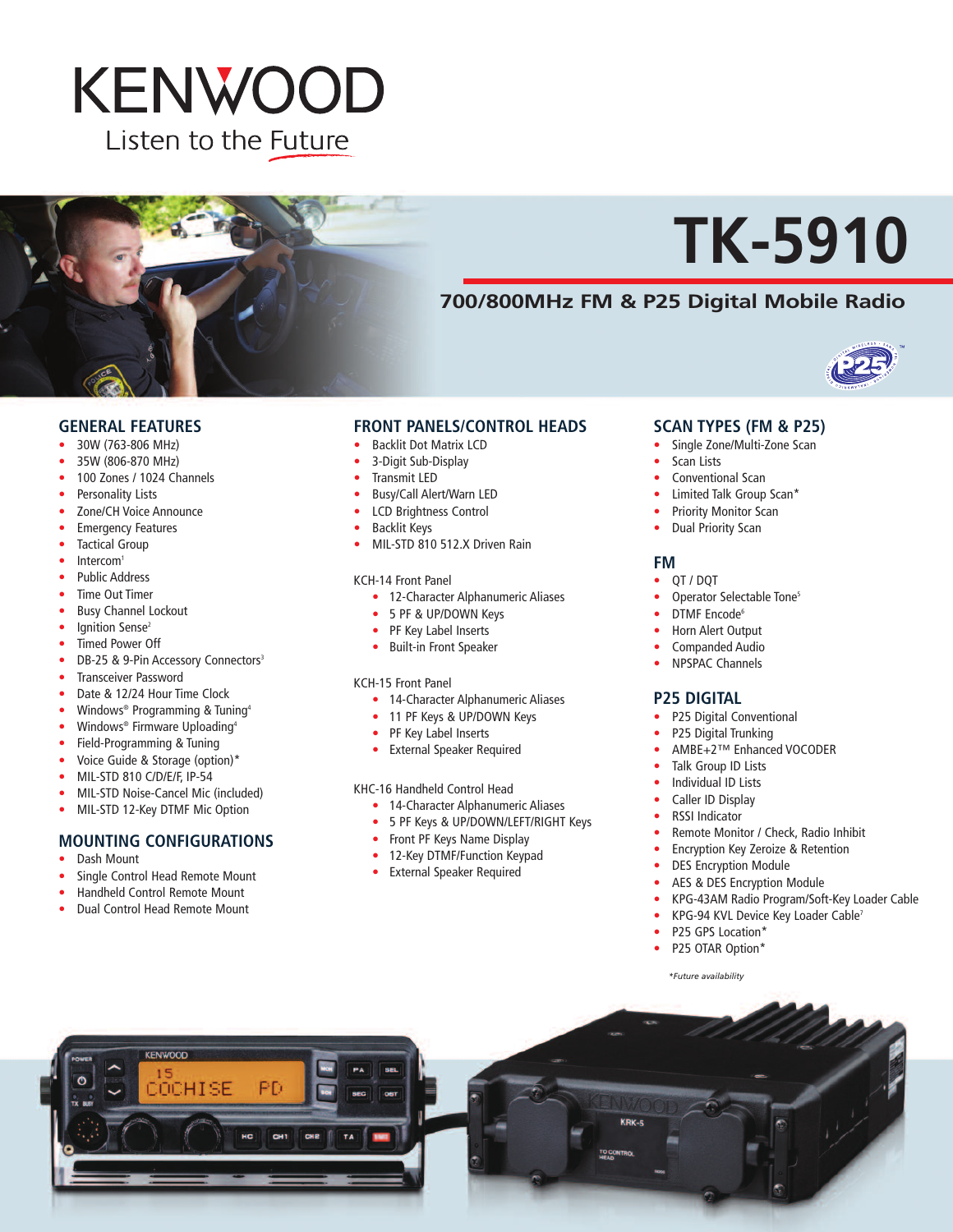# KENWOOD

Listen to the Future

# TK-5910

## 700/800MHz FM & P25 Digital Mobile Radio

## GENERAL FEATURES

- 30W (763-806 MHz)
- 35W (806-870 MHz)
- 100 Zones / 1024 Channels
- Personality Lists
- Zone/CH Voice Announce
- Emergency Features
- Tactical Group
- Intercom[1]
- Public Address
- Time Out Timer
- Busy Channel Lockout
- Ignition Sense[2]
- Timed Power Off
- DB-25 & 9-Pin Accessory Connectors[3]
- Transceiver Password
- Date & 12/24 Hour Time Clock
- Windows® Programming & Tuning[4]
- Windows® Firmware Uploading[4]
- Field-Programming & Tuning
- Voice Guide & Storage (option)*
- MIL-STD 810 C/D/E/F, IP-54
- MIL-STD Noise-Cancel Mic (included)
- MIL-STD 12-Key DTMF Mic Option

## MOUNTING CONFIGURATIONS

- Dash Mount
- Single Control Head Remote Mount
- Handheld Control Remote Mount
- Dual Control Head Remote Mount

## FRONT PANELS/CONTROL HEADS

- Backlit Dot Matrix LCD
- 3-Digit Sub-Display
- Transmit LED
- Busy/Call Alert/Warn LED
- LCD Brightness Control
- Backlit Keys
- MIL-STD 810 512.X Driven Rain

KCH-14 Front Panel

- 12-Character Alphanumeric Aliases
- 5 PF & UP/DOWN Keys
- PF Key Label Inserts
- Built-in Front Speaker

KCH-15 Front Panel

- 14-Character Alphanumeric Aliases
- 11 PF Keys & UP/DOWN Keys
- PF Key Label Inserts
- External Speaker Required

KHC-16 Handheld Control Head

- 14-Character Alphanumeric Aliases
- 5 PF Keys & UP/DOWN/LEFT/RIGHT Keys
- Front PF Keys Name Display
- 12-Key DTMF/Function Keypad
- External Speaker Required

## SCAN TYPES (FM & P25)

- Single Zone/Multi-Zone Scan
- Scan Lists
- Conventional Scan
- Limited Talk Group Scan*
- Priority Monitor Scan
- Dual Priority Scan

## FM

- QT / DQT
- Operator Selectable Tone[5]
- DTMF Encode[6]
- Horn Alert Output
- Companded Audio
- NPSPAC Channels

## P25 DIGITAL

- P25 Digital Conventional
- P25 Digital Trunking
- AMBE+2™ Enhanced VOCODER
- Talk Group ID Lists
- Individual ID Lists
- Caller ID Display
- RSSI Indicator
- Remote Monitor / Check, Radio Inhibit
- Encryption Key Zeroize & Retention
- DES Encryption Module
- AES & DES Encryption Module
- KPG-43AM Radio Program/Soft-Key Loader Cable
- KPG-94 KVL Device Key Loader Cable[7]
- P25 GPS Location*
- P25 OTAR Option*

*\*Future availability*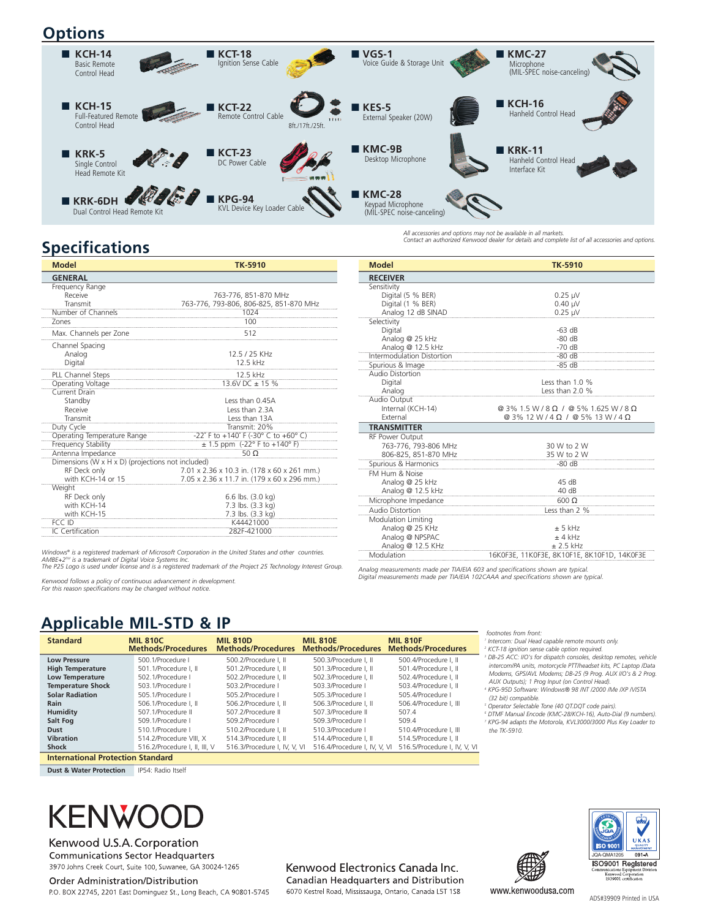## Options

- **KCH-14** Basic Remote Control Head
- **KCT-18** Ignition Sense Cable
- **VGS-1** Voice Guide & Storage Unit
- **KMC-27** Microphone (MIL-SPEC noise-canceling)
- **KCH-15** Full-Featured Remote Control Head
- **KCT-22** Remote Control Cable 8ft./17ft./25ft.
- **KES-5** External Speaker (20W)
- **KCH-16** Hanheld Control Head
- **KRK-5** Single Control Head Remote Kit
- **KCT-23** DC Power Cable
- **KMC-9B** Desktop Microphone
- **KRK-11** Hanheld Control Head Interface Kit
- **KRK-6DH** Dual Control Head Remote Kit
- **KPG-94** KVL Device Key Loader Cable
- **KMC-28** Keypad Microphone (MIL-SPEC noise-canceling)

*All accessories and options may not be available in all markets.*
*Contact an authorized Kenwood dealer for details and complete list of all accessories and options.*

## Specifications

| Model | TK-5910 |
|---|---|
| **GENERAL** | |
| Frequency Range | |
| Receive | 763-776, 851-870 MHz |
| Transmit | 763-776, 793-806, 806-825, 851-870 MHz |
| Number of Channels | 1024 |
| Zones | 100 |
| Max. Channels per Zone | 512 |
| Channel Spacing | |
| Analog | 12.5 / 25 KHz |
| Digital | 12.5 kHz |
| PLL Channel Steps | 12.5 kHz |
| Operating Voltage | 13.6V DC ± 15 % |
| Current Drain | |
| Standby | Less than 0.45A |
| Receive | Less than 2.3A |
| Transmit | Less than 13A |
| Duty Cycle | Transmit: 20% |
| Operating Temperature Range | -22˚ F to +140˚ F (-30° C to +60° C) |
| Frequency Stability | ± 1.5 ppm (-22° F to +140° F) |
| Antenna Impedance | 50 Ω |
| Dimensions (W x H x D) (projections not included) | |
| RF Deck only | 7.01 x 2.36 x 10.3 in. (178 x 60 x 261 mm.) |
| with KCH-14 or 15 | 7.05 x 2.36 x 11.7 in. (179 x 60 x 296 mm.) |
| Weight | |
| RF Deck only | 6.6 lbs. (3.0 kg) |
| with KCH-14 | 7.3 lbs. (3.3 kg) |
| with KCH-15 | 7.3 lbs. (3.3 kg) |
| FCC ID | K44421000 |
| IC Certification | 282F-421000 |

| Model | TK-5910 |
|---|---|
| **RECEIVER** | |
| Sensitivity | |
| Digital (5 % BER) | 0.25 µV |
| Digital (1 % BER) | 0.40 µV |
| Analog 12 dB SINAD | 0.25 µV |
| Selectivity | |
| Digital | -63 dB |
| Analog @ 25 kHz | -80 dB |
| Analog @ 12.5 kHz | -70 dB |
| Intermodulation Distortion | -80 dB |
| Spurious & Image | -85 dB |
| Audio Distortion | |
| Digital | Less than 1.0 % |
| Analog | Less than 2.0 % |
| Audio Output | |
| Internal (KCH-14) | @ 3% 1.5 W / 8 Ω / @ 5% 1.625 W / 8 Ω |
| External | @ 3% 12 W / 4 Ω / @ 5% 13 W / 4 Ω |
| **TRANSMITTER** | |
| RF Power Output | |
| 763-776, 793-806 MHz | 30 W to 2 W |
| 806-825, 851-870 MHz | 35 W to 2 W |
| Spurious & Harmonics | -80 dB |
| FM Hum & Noise | |
| Analog @ 25 kHz | 45 dB |
| Analog @ 12.5 kHz | 40 dB |
| Microphone Impedance | 600 Ω |
| Audio Distortion | Less than 2 % |
| Modulation Limiting | |
| Analog @ 25 KHz | ± 5 kHz |
| Analog @ NPSPAC | ± 4 kHz |
| Analog @ 12.5 KHz | ± 2.5 kHz |
| Modulation | 16K0F3E, 11K0F3E, 8K10F1E, 8K10F1D, 14K0F3E |

*Analog measurements made per TIA/EIA 603 and specifications shown are typical.*
*Digital measurements made per TIA/EIA 102CAAA and specifications shown are typical.*

*Windows® is a registered trademark of Microsoft Corporation in the United States and other countries.*
*AMBE+2™ is a trademark of Digital Voice Systems Inc.*
*The P25 Logo is used under license and is a registered trademark of the Project 25 Technology Interest Group.*

*Kenwood follows a policy of continuous advancement in development.*
*For this reason specifications may be changed without notice.*

## Applicable MIL-STD & IP

| Standard | MIL 810C Methods/Procedures | MIL 810D Methods/Procedures | MIL 810E Methods/Procedures | MIL 810F Methods/Procedures |
|---|---|---|---|---|
| **Low Pressure** | 500.1/Procedure I | 500.2/Procedure I, II | 500.3/Procedure I, II | 500.4/Procedure I, II |
| **High Temperature** | 501.1/Procedure I, II | 501.2/Procedure I, II | 501.3/Procedure I, II | 501.4/Procedure I, II |
| **Low Temperature** | 502.1/Procedure I | 502.2/Procedure I, II | 502.3/Procedure I, II | 502.4/Procedure I, II |
| **Temperature Shock** | 503.1/Procedure I | 503.2/Procedure I | 503.3/Procedure I | 503.4/Procedure I, II |
| **Solar Radiation** | 505.1/Procedure I | 505.2/Procedure I | 505.3/Procedure I | 505.4/Procedure I |
| **Rain** | 506.1/Procedure I, II | 506.2/Procedure I, II | 506.3/Procedure I, II | 506.4/Procedure I, III |
| **Humidity** | 507.1/Procedure II | 507.2/Procedure II | 507.3/Procedure II | 507.4 |
| **Salt Fog** | 509.1/Procedure I | 509.2/Procedure I | 509.3/Procedure I | 509.4 |
| **Dust** | 510.1/Procedure I | 510.2/Procedure I, II | 510.3/Procedure I | 510.4/Procedure I, III |
| **Vibration** | 514.2/Procedure VIII, X | 514.3/Procedure I, II | 514.4/Procedure I, II | 514.5/Procedure I, II |
| **Shock** | 516.2/Procedure I, II, III, V | 516.3/Procedure I, IV, V, VI | 516.4/Procedure I, IV, V, VI | 516.5/Procedure I, IV, V, VI |
| **International Protection Standard** | | | | |
| **Dust & Water Protection** | IP54: Radio Itself | | | |

*footnotes from front:*

*[1] Intercom: Dual Head capable remote mounts only.*
*[2] KCT-18 ignition sense cable option required.*
*[3] DB-25 ACC: I/O's for dispatch consoles, desktop remotes, vehicle intercom/PA units, motorcycle PTT/headset kits, PC Laptop /Data Modems, GPS/AVL Modems; DB-25 (9 Prog. AUX I/O's & 2 Prog. AUX Outputs); 1 Prog Input (on Control Head).*
*[4] KPG-95D Software: Windows® 98 /NT /2000 /Me /XP /VISTA (32 bit) compatible.*
*[5] Operator Selectable Tone (40 QT.DQT code pairs).*
*[6] DTMF Manual Encode (KMC-28/KCH-16), Auto-Dial (9 numbers).*
*[7] KPG-94 adapts the Motorola, KVL3000/3000 Plus Key Loader to the TK-5910.*

**KENWOOD**

Kenwood U.S.A. Corporation
Communications Sector Headquarters
3970 Johns Creek Court, Suite 100, Suwanee, GA 30024-1265

Order Administration/Distribution
P.O. BOX 22745, 2201 East Dominguez St., Long Beach, CA 90801-5745

Kenwood Electronics Canada Inc.
Canadian Headquarters and Distribution
6070 Kestrel Road, Mississauga, Ontario, Canada L5T 1S8

www.kenwoodusa.com

JQA-QMA1205 091-A
ISO9001 Registered
Communications Equipment Division
Kenwood Corporation
ISO9001 certification

ADS#39909 Printed in USA